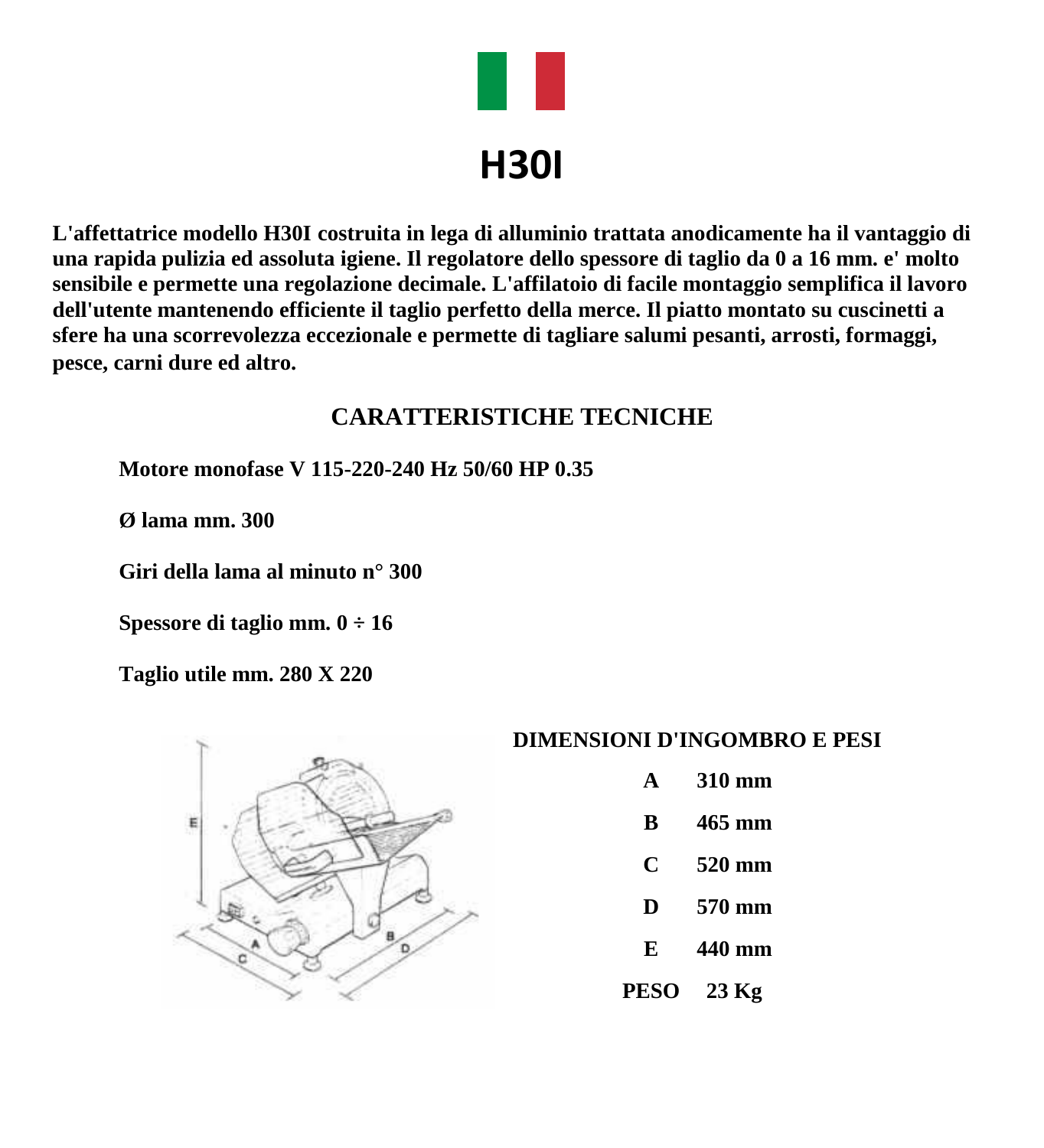# H30I

**L'affettatrice modello H30I costruita in lega di alluminio trattata anodicamente ha il vantaggio di una rapida pulizia ed assoluta igiene. Il regolatore dello spessore di taglio da 0 a 16 mm. e' molto sensibile e permette una regolazione decimale. L'affilatoio di facile montaggio semplifica il lavoro dell'utente mantenendo efficiente il taglio perfetto della merce. Il piatto montato su cuscinetti a sfere ha una scorrevolezza eccezionale e permette di tagliare salumi pesanti, arrosti, formaggi, pesce, carni dure ed altro.**

## CARATTERISTICHE TECNICHE

**Motore monofase V 115-220-240 Hz 50/60 HP 0.35**

**Ø lama mm. 300**

**Giri della lama al minuto n° 300**

**Spessore di taglio mm. 0 ÷ 16**

**Taglio utile mm. 280 X 220**

E

A

B

C

D

### DIMENSIONI D'INGOMBRO E PESI

| | |
|---|---|
| A | 310 mm |
| B | 465 mm |
| C | 520 mm |
| D | 570 mm |
| E | 440 mm |
| PESO | 23 Kg |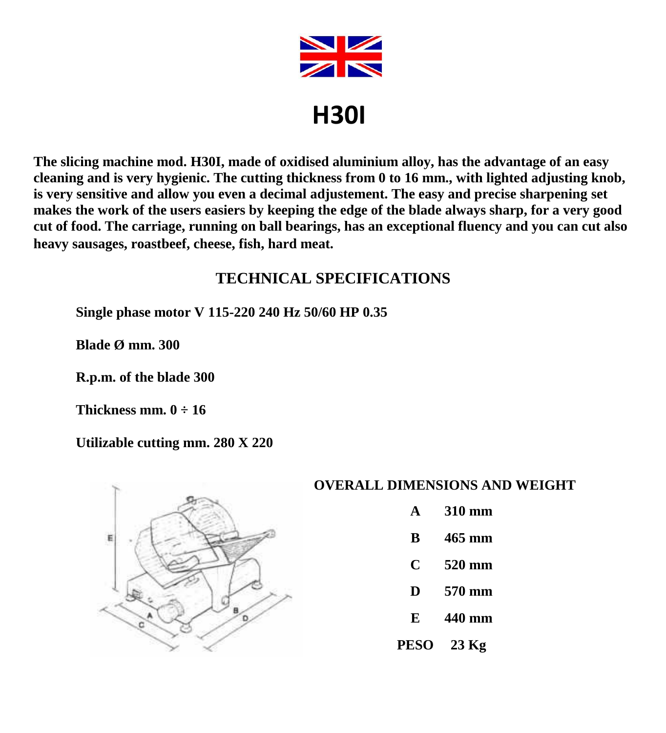# H30I

**The slicing machine mod. H30I, made of oxidised aluminium alloy, has the advantage of an easy cleaning and is very hygienic. The cutting thickness from 0 to 16 mm., with lighted adjusting knob, is very sensitive and allow you even a decimal adjustement. The easy and precise sharpening set makes the work of the users easiers by keeping the edge of the blade always sharp, for a very good cut of food. The carriage, running on ball bearings, has an exceptional fluency and you can cut also heavy sausages, roastbeef, cheese, fish, hard meat.**

## TECHNICAL SPECIFICATIONS

**Single phase motor V 115-220 240 Hz 50/60 HP 0.35**

**Blade Ø mm. 300**

**R.p.m. of the blade 300**

**Thickness mm. 0 ÷ 16**

**Utilizable cutting mm. 280 X 220**

E

A

B

C

D

## OVERALL DIMENSIONS AND WEIGHT

| | |
|---|---|
| **A** | **310 mm** |
| **B** | **465 mm** |
| **C** | **520 mm** |
| **D** | **570 mm** |
| **E** | **440 mm** |
| **PESO** | **23 Kg** |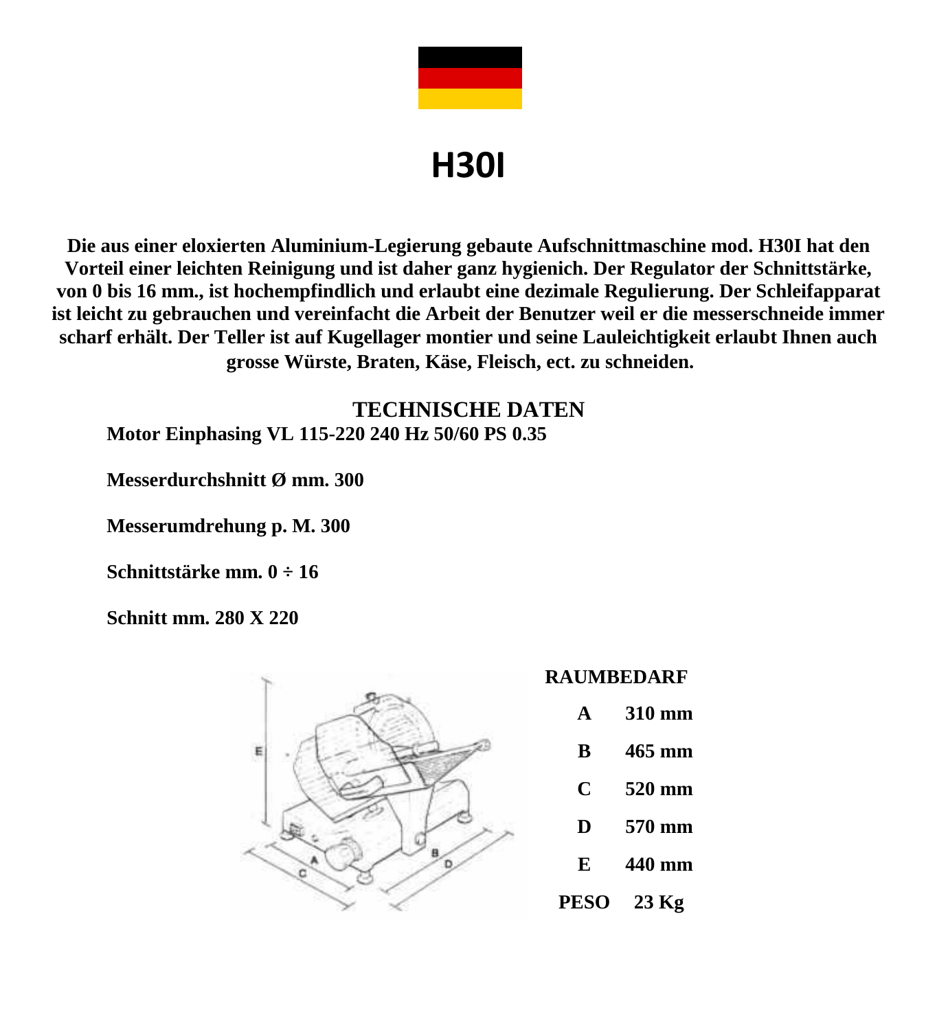# H30I

**Die aus einer eloxierten Aluminium-Legierung gebaute Aufschnittmaschine mod. H30I hat den Vorteil einer leichten Reinigung und ist daher ganz hygienich. Der Regulator der Schnittstärke, von 0 bis 16 mm., ist hochempfindlich und erlaubt eine dezimale Regulierung. Der Schleifapparat ist leicht zu gebrauchen und vereinfacht die Arbeit der Benutzer weil er die messerschneide immer scharf erhält. Der Teller ist auf Kugellager montier und seine Lauleichtigkeit erlaubt Ihnen auch grosse Würste, Braten, Käse, Fleisch, ect. zu schneiden.**

## TECHNISCHE DATEN

**Motor Einphasing VL 115-220 240 Hz 50/60 PS 0.35**

**Messerdurchshnitt Ø mm. 300**

**Messerumdrehung p. M. 300**

**Schnittstärke mm. 0 ÷ 16**

**Schnitt mm. 280 X 220**

E

A

C

B

D

**RAUMBEDARF**

| | |
|---|---|
| **A** | **310 mm** |
| **B** | **465 mm** |
| **C** | **520 mm** |
| **D** | **570 mm** |
| **E** | **440 mm** |
| **PESO** | **23 Kg** |